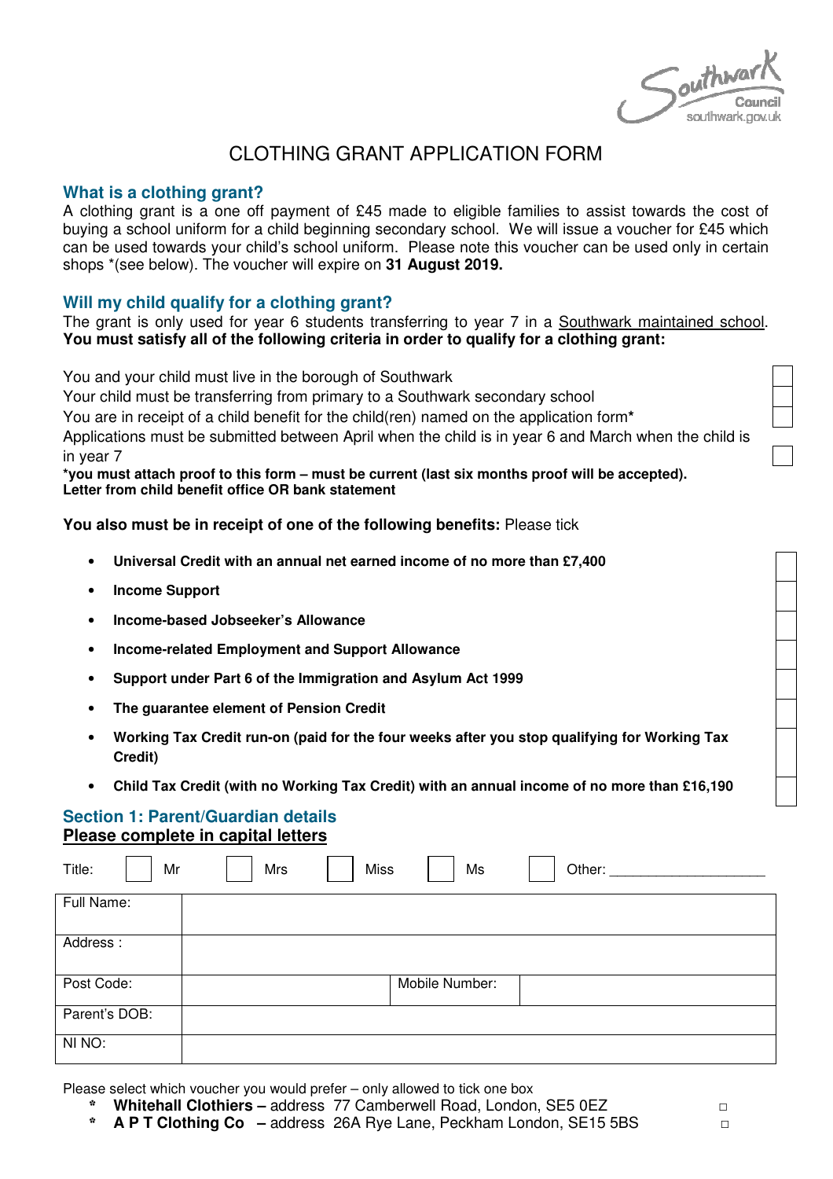Southwark Council
southwark.gov.uk

# CLOTHING GRANT APPLICATION FORM

### What is a clothing grant?

A clothing grant is a one off payment of £45 made to eligible families to assist towards the cost of buying a school uniform for a child beginning secondary school. We will issue a voucher for £45 which can be used towards your child's school uniform. Please note this voucher can be used only in certain shops *(see below). The voucher will expire on **31 August 2019.**

### Will my child qualify for a clothing grant?

The grant is only used for year 6 students transferring to year 7 in a Southwark maintained school. **You must satisfy all of the following criteria in order to qualify for a clothing grant:**

- You and your child must live in the borough of Southwark ☐
- Your child must be transferring from primary to a Southwark secondary school ☐
- You are in receipt of a child benefit for the child(ren) named on the application form* ☐
- Applications must be submitted between April when the child is in year 6 and March when the child is in year 7 ☐

**\*you must attach proof to this form – must be current (last six months proof will be accepted). Letter from child benefit office OR bank statement**

**You also must be in receipt of one of the following benefits:** Please tick

- **Universal Credit with an annual net earned income of no more than £7,400** ☐
- **Income Support** ☐
- **Income-based Jobseeker's Allowance** ☐
- **Income-related Employment and Support Allowance** ☐
- **Support under Part 6 of the Immigration and Asylum Act 1999** ☐
- **The guarantee element of Pension Credit** ☐
- **Working Tax Credit run-on (paid for the four weeks after you stop qualifying for Working Tax Credit)** ☐
- **Child Tax Credit (with no Working Tax Credit) with an annual income of no more than £16,190** ☐

### Section 1: Parent/Guardian details

**Please complete in capital letters**

Title: ☐ Mr ☐ Mrs ☐ Miss ☐ Ms ☐ Other: ___________________

| Full Name: | | | |
|---|---|---|---|
| Address : | | | |
| Post Code: | | Mobile Number: | |
| Parent's DOB: | | | |
| NI NO: | | | |

Please select which voucher you would prefer – only allowed to tick one box

- * **Whitehall Clothiers –** address 77 Camberwell Road, London, SE5 0EZ ☐
- * **A P T Clothing Co –** address 26A Rye Lane, Peckham London, SE15 5BS ☐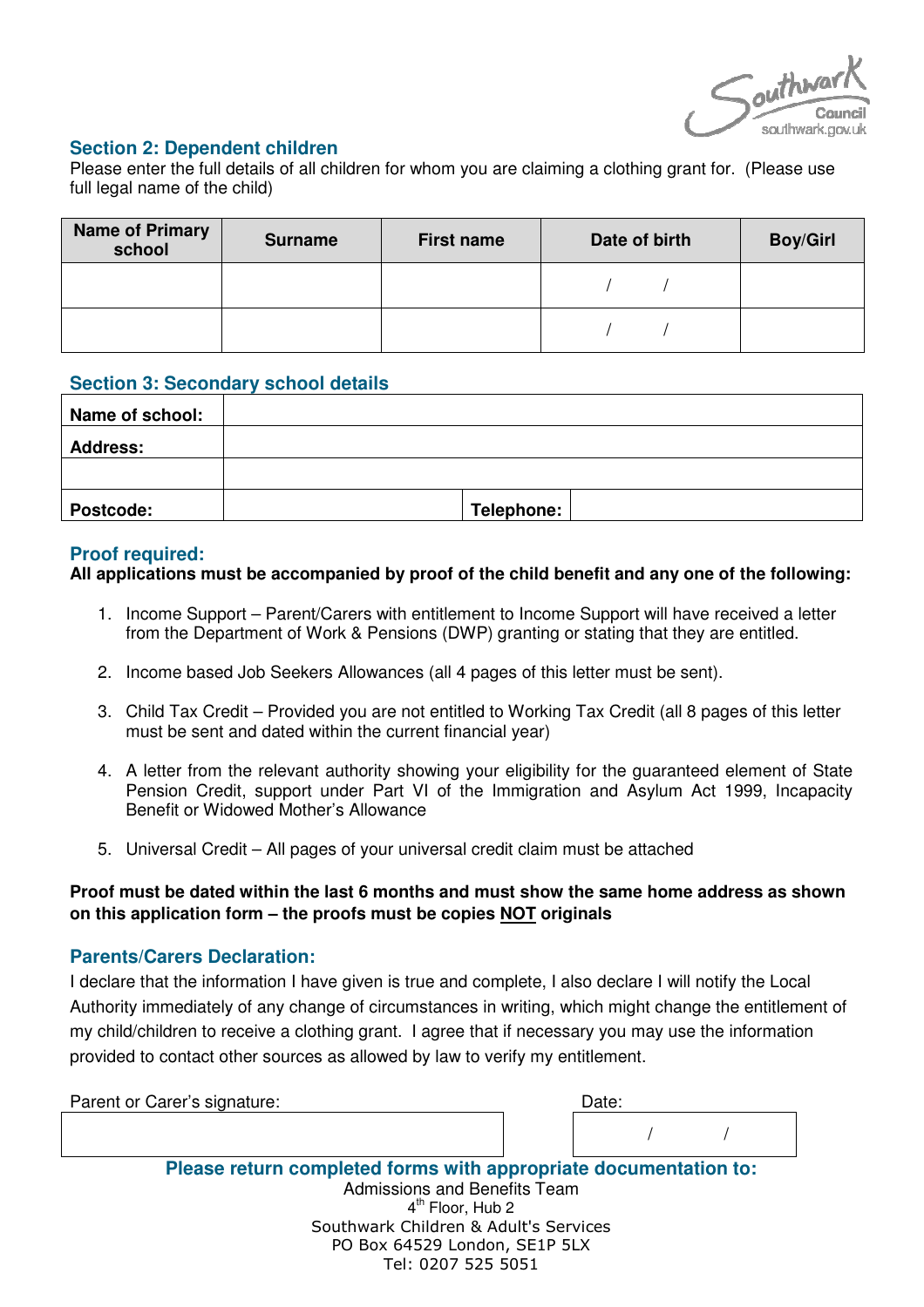## Section 2: Dependent children

Please enter the full details of all children for whom you are claiming a clothing grant for. (Please use full legal name of the child)

| Name of Primary school | Surname | First name | Date of birth | Boy/Girl |
|---|---|---|---|---|
| | | | / / | |
| | | | / / | |

## Section 3: Secondary school details

| | | | |
|---|---|---|---|
| **Name of school:** | | | |
| **Address:** | | | |
| | | | |
| **Postcode:** | | **Telephone:** | |

## Proof required:

**All applications must be accompanied by proof of the child benefit and any one of the following:**

1. Income Support – Parent/Carers with entitlement to Income Support will have received a letter from the Department of Work & Pensions (DWP) granting or stating that they are entitled.
2. Income based Job Seekers Allowances (all 4 pages of this letter must be sent).
3. Child Tax Credit – Provided you are not entitled to Working Tax Credit (all 8 pages of this letter must be sent and dated within the current financial year)
4. A letter from the relevant authority showing your eligibility for the guaranteed element of State Pension Credit, support under Part VI of the Immigration and Asylum Act 1999, Incapacity Benefit or Widowed Mother's Allowance
5. Universal Credit – All pages of your universal credit claim must be attached

**Proof must be dated within the last 6 months and must show the same home address as shown on this application form – the proofs must be copies NOT originals**

## Parents/Carers Declaration:

I declare that the information I have given is true and complete, I also declare I will notify the Local Authority immediately of any change of circumstances in writing, which might change the entitlement of my child/children to receive a clothing grant. I agree that if necessary you may use the information provided to contact other sources as allowed by law to verify my entitlement.

Parent or Carer's signature: &nbsp;&nbsp;&nbsp;&nbsp;&nbsp;&nbsp;&nbsp;&nbsp; Date: / /

**Please return completed forms with appropriate documentation to:**

Admissions and Benefits Team
4th Floor, Hub 2
Southwark Children & Adult's Services
PO Box 64529 London, SE1P 5LX
Tel: 0207 525 5051